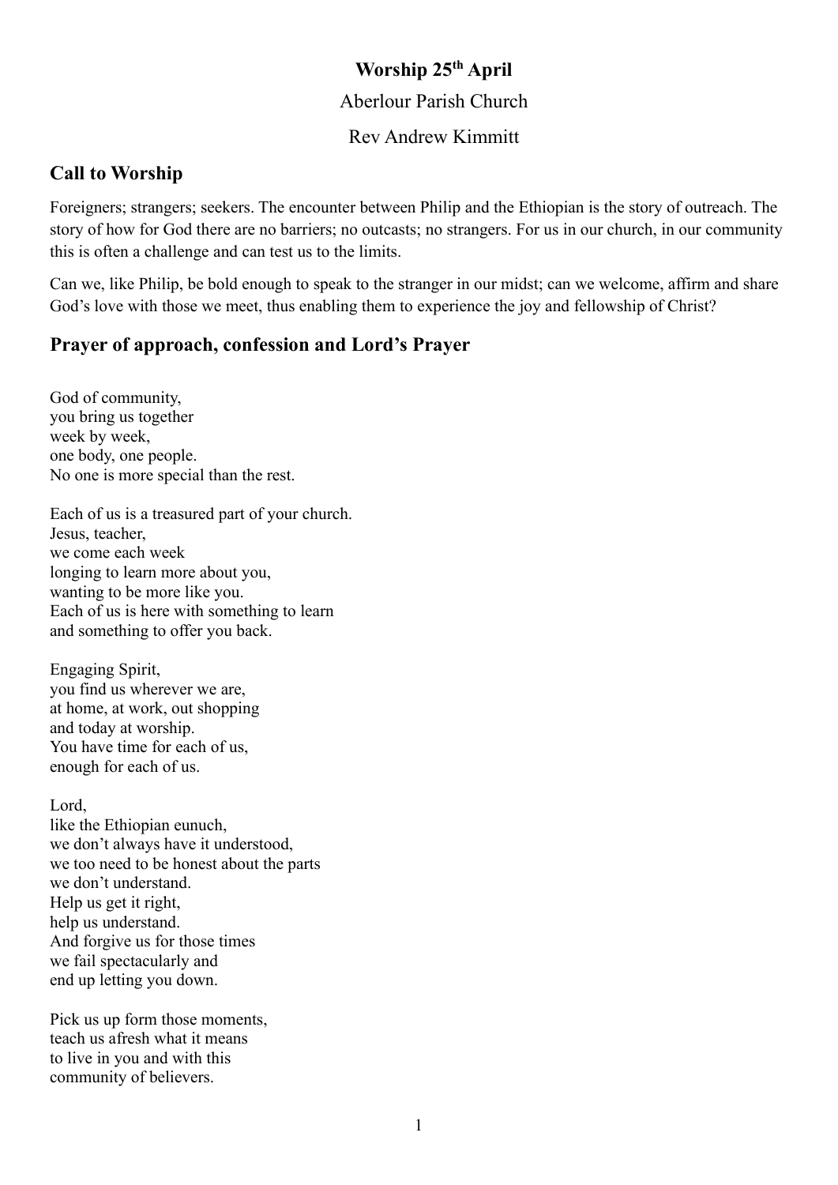**Worship 25th April**

Aberlour Parish Church

Rev Andrew Kimmitt

## Call to Worship

Foreigners; strangers; seekers. The encounter between Philip and the Ethiopian is the story of outreach. The story of how for God there are no barriers; no outcasts; no strangers. For us in our church, in our community this is often a challenge and can test us to the limits.

Can we, like Philip, be bold enough to speak to the stranger in our midst; can we welcome, affirm and share God's love with those we meet, thus enabling them to experience the joy and fellowship of Christ?

## Prayer of approach, confession and Lord's Prayer

God of community,
you bring us together
week by week,
one body, one people.
No one is more special than the rest.

Each of us is a treasured part of your church.
Jesus, teacher,
we come each week
longing to learn more about you,
wanting to be more like you.
Each of us is here with something to learn
and something to offer you back.

Engaging Spirit,
you find us wherever we are,
at home, at work, out shopping
and today at worship.
You have time for each of us,
enough for each of us.

Lord,
like the Ethiopian eunuch,
we don't always have it understood,
we too need to be honest about the parts
we don't understand.
Help us get it right,
help us understand.
And forgive us for those times
we fail spectacularly and
end up letting you down.

Pick us up form those moments,
teach us afresh what it means
to live in you and with this
community of believers.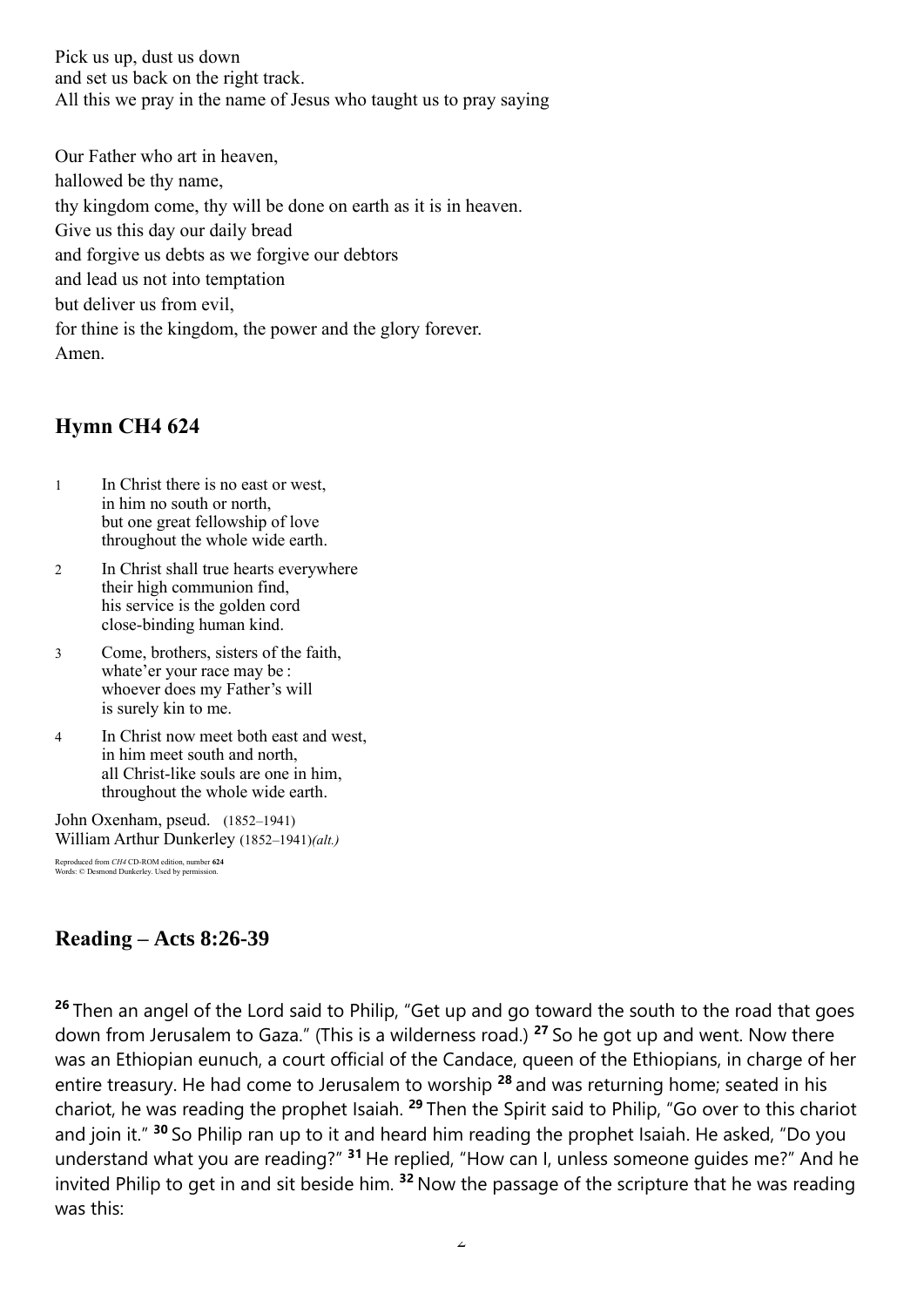Pick us up, dust us down
and set us back on the right track.
All this we pray in the name of Jesus who taught us to pray saying

Our Father who art in heaven,
hallowed be thy name,
thy kingdom come, thy will be done on earth as it is in heaven.
Give us this day our daily bread
and forgive us debts as we forgive our debtors
and lead us not into temptation
but deliver us from evil,
for thine is the kingdom, the power and the glory forever.
Amen.

## Hymn CH4 624

1 In Christ there is no east or west,
in him no south or north,
but one great fellowship of love
throughout the whole wide earth.

2 In Christ shall true hearts everywhere
their high communion find,
his service is the golden cord
close-binding human kind.

3 Come, brothers, sisters of the faith,
whate'er your race may be :
whoever does my Father's will
is surely kin to me.

4 In Christ now meet both east and west,
in him meet south and north,
all Christ-like souls are one in him,
throughout the whole wide earth.

John Oxenham, pseud. (1852–1941)
William Arthur Dunkerley (1852–1941)*(alt.)*

Reproduced from *CH4* CD-ROM edition, number **624**
Words: © Desmond Dunkerley. Used by permission.

## Reading – Acts 8:26-39

**26** Then an angel of the Lord said to Philip, "Get up and go toward the south to the road that goes down from Jerusalem to Gaza." (This is a wilderness road.) **27** So he got up and went. Now there was an Ethiopian eunuch, a court official of the Candace, queen of the Ethiopians, in charge of her entire treasury. He had come to Jerusalem to worship **28** and was returning home; seated in his chariot, he was reading the prophet Isaiah. **29** Then the Spirit said to Philip, "Go over to this chariot and join it." **30** So Philip ran up to it and heard him reading the prophet Isaiah. He asked, "Do you understand what you are reading?" **31** He replied, "How can I, unless someone guides me?" And he invited Philip to get in and sit beside him. **32** Now the passage of the scripture that he was reading was this: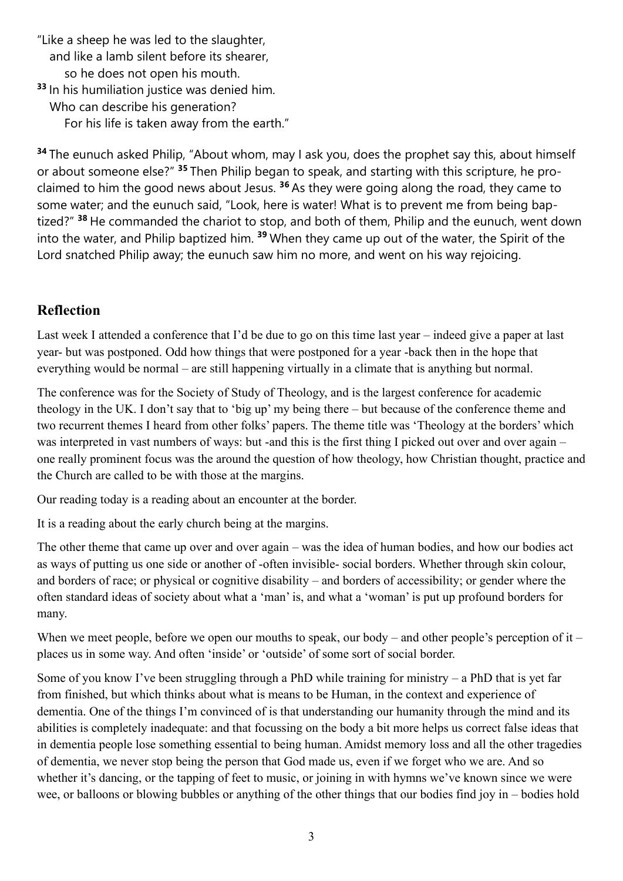"Like a sheep he was led to the slaughter,
   and like a lamb silent before its shearer,
      so he does not open his mouth.
[33] In his humiliation justice was denied him.
   Who can describe his generation?
      For his life is taken away from the earth."

[34] The eunuch asked Philip, "About whom, may I ask you, does the prophet say this, about himself or about someone else?" [35] Then Philip began to speak, and starting with this scripture, he proclaimed to him the good news about Jesus. [36] As they were going along the road, they came to some water; and the eunuch said, "Look, here is water! What is to prevent me from being baptized?" [38] He commanded the chariot to stop, and both of them, Philip and the eunuch, went down into the water, and Philip baptized him. [39] When they came up out of the water, the Spirit of the Lord snatched Philip away; the eunuch saw him no more, and went on his way rejoicing.

## Reflection

Last week I attended a conference that I'd be due to go on this time last year – indeed give a paper at last year- but was postponed. Odd how things that were postponed for a year -back then in the hope that everything would be normal – are still happening virtually in a climate that is anything but normal.

The conference was for the Society of Study of Theology, and is the largest conference for academic theology in the UK. I don't say that to 'big up' my being there – but because of the conference theme and two recurrent themes I heard from other folks' papers. The theme title was 'Theology at the borders' which was interpreted in vast numbers of ways: but -and this is the first thing I picked out over and over again – one really prominent focus was the around the question of how theology, how Christian thought, practice and the Church are called to be with those at the margins.

Our reading today is a reading about an encounter at the border.

It is a reading about the early church being at the margins.

The other theme that came up over and over again – was the idea of human bodies, and how our bodies act as ways of putting us one side or another of -often invisible- social borders. Whether through skin colour, and borders of race; or physical or cognitive disability – and borders of accessibility; or gender where the often standard ideas of society about what a 'man' is, and what a 'woman' is put up profound borders for many.

When we meet people, before we open our mouths to speak, our body – and other people's perception of it – places us in some way. And often 'inside' or 'outside' of some sort of social border.

Some of you know I've been struggling through a PhD while training for ministry – a PhD that is yet far from finished, but which thinks about what is means to be Human, in the context and experience of dementia. One of the things I'm convinced of is that understanding our humanity through the mind and its abilities is completely inadequate: and that focussing on the body a bit more helps us correct false ideas that in dementia people lose something essential to being human. Amidst memory loss and all the other tragedies of dementia, we never stop being the person that God made us, even if we forget who we are. And so whether it's dancing, or the tapping of feet to music, or joining in with hymns we've known since we were wee, or balloons or blowing bubbles or anything of the other things that our bodies find joy in – bodies hold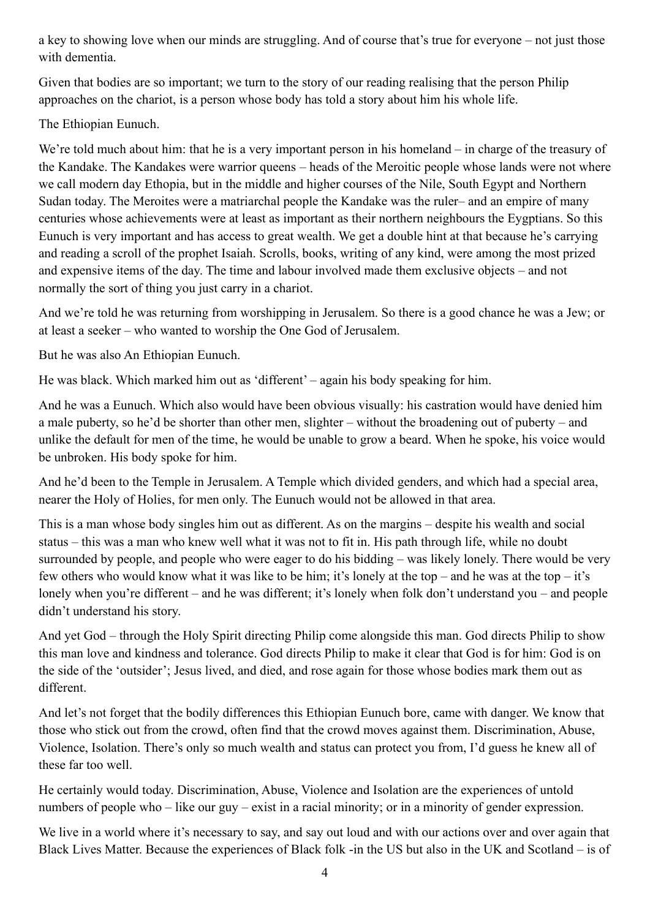a key to showing love when our minds are struggling. And of course that's true for everyone – not just those with dementia.

Given that bodies are so important; we turn to the story of our reading realising that the person Philip approaches on the chariot, is a person whose body has told a story about him his whole life.

The Ethiopian Eunuch.

We're told much about him: that he is a very important person in his homeland – in charge of the treasury of the Kandake. The Kandakes were warrior queens – heads of the Meroitic people whose lands were not where we call modern day Ethopia, but in the middle and higher courses of the Nile, South Egypt and Northern Sudan today. The Meroites were a matriarchal people the Kandake was the ruler– and an empire of many centuries whose achievements were at least as important as their northern neighbours the Eygptians. So this Eunuch is very important and has access to great wealth. We get a double hint at that because he's carrying and reading a scroll of the prophet Isaiah. Scrolls, books, writing of any kind, were among the most prized and expensive items of the day. The time and labour involved made them exclusive objects – and not normally the sort of thing you just carry in a chariot.

And we're told he was returning from worshipping in Jerusalem. So there is a good chance he was a Jew; or at least a seeker – who wanted to worship the One God of Jerusalem.

But he was also An Ethiopian Eunuch.

He was black. Which marked him out as 'different' – again his body speaking for him.

And he was a Eunuch. Which also would have been obvious visually: his castration would have denied him a male puberty, so he'd be shorter than other men, slighter – without the broadening out of puberty – and unlike the default for men of the time, he would be unable to grow a beard. When he spoke, his voice would be unbroken. His body spoke for him.

And he'd been to the Temple in Jerusalem. A Temple which divided genders, and which had a special area, nearer the Holy of Holies, for men only. The Eunuch would not be allowed in that area.

This is a man whose body singles him out as different. As on the margins – despite his wealth and social status – this was a man who knew well what it was not to fit in. His path through life, while no doubt surrounded by people, and people who were eager to do his bidding – was likely lonely. There would be very few others who would know what it was like to be him; it's lonely at the top – and he was at the top – it's lonely when you're different – and he was different; it's lonely when folk don't understand you – and people didn't understand his story.

And yet God – through the Holy Spirit directing Philip come alongside this man. God directs Philip to show this man love and kindness and tolerance. God directs Philip to make it clear that God is for him: God is on the side of the 'outsider'; Jesus lived, and died, and rose again for those whose bodies mark them out as different.

And let's not forget that the bodily differences this Ethiopian Eunuch bore, came with danger. We know that those who stick out from the crowd, often find that the crowd moves against them. Discrimination, Abuse, Violence, Isolation. There's only so much wealth and status can protect you from, I'd guess he knew all of these far too well.

He certainly would today. Discrimination, Abuse, Violence and Isolation are the experiences of untold numbers of people who – like our guy – exist in a racial minority; or in a minority of gender expression.

We live in a world where it's necessary to say, and say out loud and with our actions over and over again that Black Lives Matter. Because the experiences of Black folk -in the US but also in the UK and Scotland – is of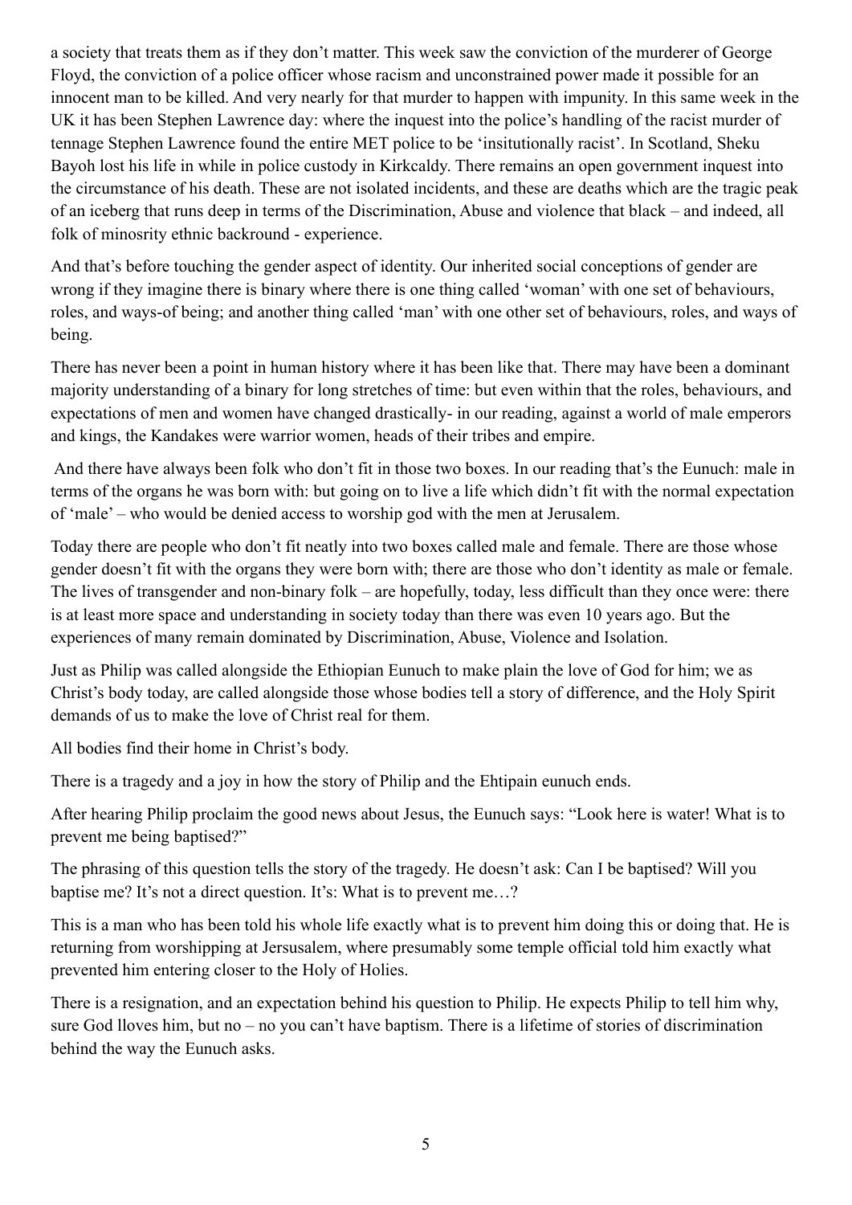a society that treats them as if they don't matter. This week saw the conviction of the murderer of George Floyd, the conviction of a police officer whose racism and unconstrained power made it possible for an innocent man to be killed. And very nearly for that murder to happen with impunity. In this same week in the UK it has been Stephen Lawrence day: where the inquest into the police's handling of the racist murder of tennage Stephen Lawrence found the entire MET police to be 'insitutionally racist'. In Scotland, Sheku Bayoh lost his life in while in police custody in Kirkcaldy. There remains an open government inquest into the circumstance of his death. These are not isolated incidents, and these are deaths which are the tragic peak of an iceberg that runs deep in terms of the Discrimination, Abuse and violence that black – and indeed, all folk of minosrity ethnic backround - experience.

And that's before touching the gender aspect of identity. Our inherited social conceptions of gender are wrong if they imagine there is binary where there is one thing called 'woman' with one set of behaviours, roles, and ways-of being; and another thing called 'man' with one other set of behaviours, roles, and ways of being.

There has never been a point in human history where it has been like that. There may have been a dominant majority understanding of a binary for long stretches of time: but even within that the roles, behaviours, and expectations of men and women have changed drastically- in our reading, against a world of male emperors and kings, the Kandakes were warrior women, heads of their tribes and empire.

And there have always been folk who don't fit in those two boxes. In our reading that's the Eunuch: male in terms of the organs he was born with: but going on to live a life which didn't fit with the normal expectation of 'male' – who would be denied access to worship god with the men at Jerusalem.

Today there are people who don't fit neatly into two boxes called male and female. There are those whose gender doesn't fit with the organs they were born with; there are those who don't identity as male or female. The lives of transgender and non-binary folk – are hopefully, today, less difficult than they once were: there is at least more space and understanding in society today than there was even 10 years ago. But the experiences of many remain dominated by Discrimination, Abuse, Violence and Isolation.

Just as Philip was called alongside the Ethiopian Eunuch to make plain the love of God for him; we as Christ's body today, are called alongside those whose bodies tell a story of difference, and the Holy Spirit demands of us to make the love of Christ real for them.

All bodies find their home in Christ's body.

There is a tragedy and a joy in how the story of Philip and the Ehtipain eunuch ends.

After hearing Philip proclaim the good news about Jesus, the Eunuch says: "Look here is water! What is to prevent me being baptised?"

The phrasing of this question tells the story of the tragedy. He doesn't ask: Can I be baptised? Will you baptise me? It's not a direct question. It's: What is to prevent me…?

This is a man who has been told his whole life exactly what is to prevent him doing this or doing that. He is returning from worshipping at Jersusalem, where presumably some temple official told him exactly what prevented him entering closer to the Holy of Holies.

There is a resignation, and an expectation behind his question to Philip. He expects Philip to tell him why, sure God lloves him, but no – no you can't have baptism. There is a lifetime of stories of discrimination behind the way the Eunuch asks.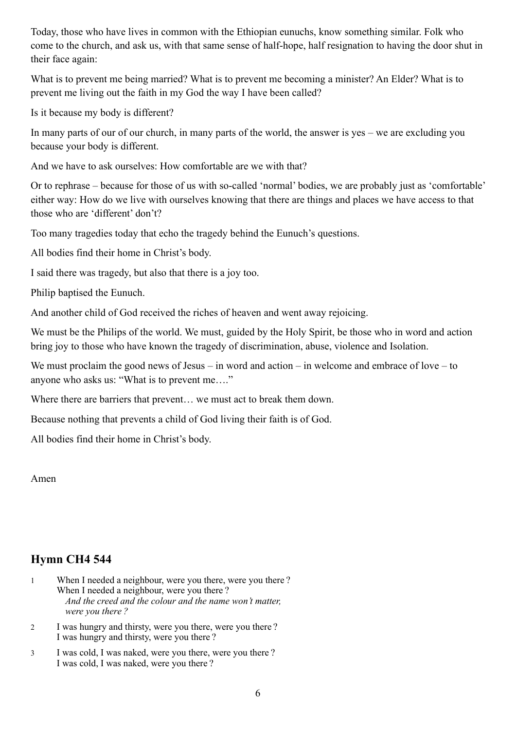Today, those who have lives in common with the Ethiopian eunuchs, know something similar. Folk who come to the church, and ask us, with that same sense of half-hope, half resignation to having the door shut in their face again:

What is to prevent me being married? What is to prevent me becoming a minister? An Elder? What is to prevent me living out the faith in my God the way I have been called?

Is it because my body is different?

In many parts of our of our church, in many parts of the world, the answer is yes – we are excluding you because your body is different.

And we have to ask ourselves: How comfortable are we with that?

Or to rephrase – because for those of us with so-called 'normal' bodies, we are probably just as 'comfortable' either way: How do we live with ourselves knowing that there are things and places we have access to that those who are 'different' don't?

Too many tragedies today that echo the tragedy behind the Eunuch's questions.

All bodies find their home in Christ's body.

I said there was tragedy, but also that there is a joy too.

Philip baptised the Eunuch.

And another child of God received the riches of heaven and went away rejoicing.

We must be the Philips of the world. We must, guided by the Holy Spirit, be those who in word and action bring joy to those who have known the tragedy of discrimination, abuse, violence and Isolation.

We must proclaim the good news of Jesus – in word and action – in welcome and embrace of love – to anyone who asks us: "What is to prevent me…."

Where there are barriers that prevent… we must act to break them down.

Because nothing that prevents a child of God living their faith is of God.

All bodies find their home in Christ's body.

Amen

## Hymn CH4 544

1 When I needed a neighbour, were you there, were you there ?
When I needed a neighbour, were you there ?
*And the creed and the colour and the name won't matter, were you there ?*

2 I was hungry and thirsty, were you there, were you there ?
I was hungry and thirsty, were you there ?

3 I was cold, I was naked, were you there, were you there ?
I was cold, I was naked, were you there ?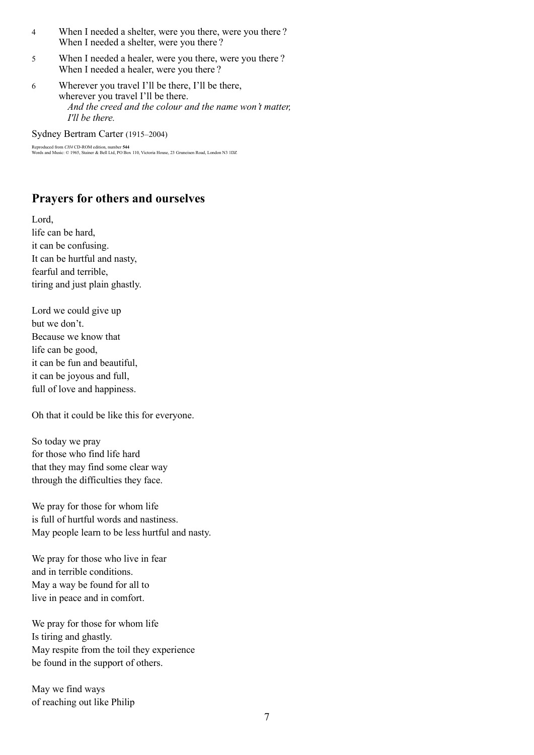4 When I needed a shelter, were you there, were you there ?
When I needed a shelter, were you there ?

5 When I needed a healer, were you there, were you there ?
When I needed a healer, were you there ?

6 Wherever you travel I'll be there, I'll be there,
wherever you travel I'll be there.
*And the creed and the colour and the name won't matter,*
*I'll be there.*

Sydney Bertram Carter (1915–2004)

Reproduced from *CH4* CD-ROM edition, number **544**
Words and Music: © 1965, Stainer & Bell Ltd, PO Box 110, Victoria House, 23 Gruneisen Road, London N3 1DZ

## Prayers for others and ourselves

Lord,
life can be hard,
it can be confusing.
It can be hurtful and nasty,
fearful and terrible,
tiring and just plain ghastly.

Lord we could give up
but we don't.
Because we know that
life can be good,
it can be fun and beautiful,
it can be joyous and full,
full of love and happiness.

Oh that it could be like this for everyone.

So today we pray
for those who find life hard
that they may find some clear way
through the difficulties they face.

We pray for those for whom life
is full of hurtful words and nastiness.
May people learn to be less hurtful and nasty.

We pray for those who live in fear
and in terrible conditions.
May a way be found for all to
live in peace and in comfort.

We pray for those for whom life
Is tiring and ghastly.
May respite from the toil they experience
be found in the support of others.

May we find ways
of reaching out like Philip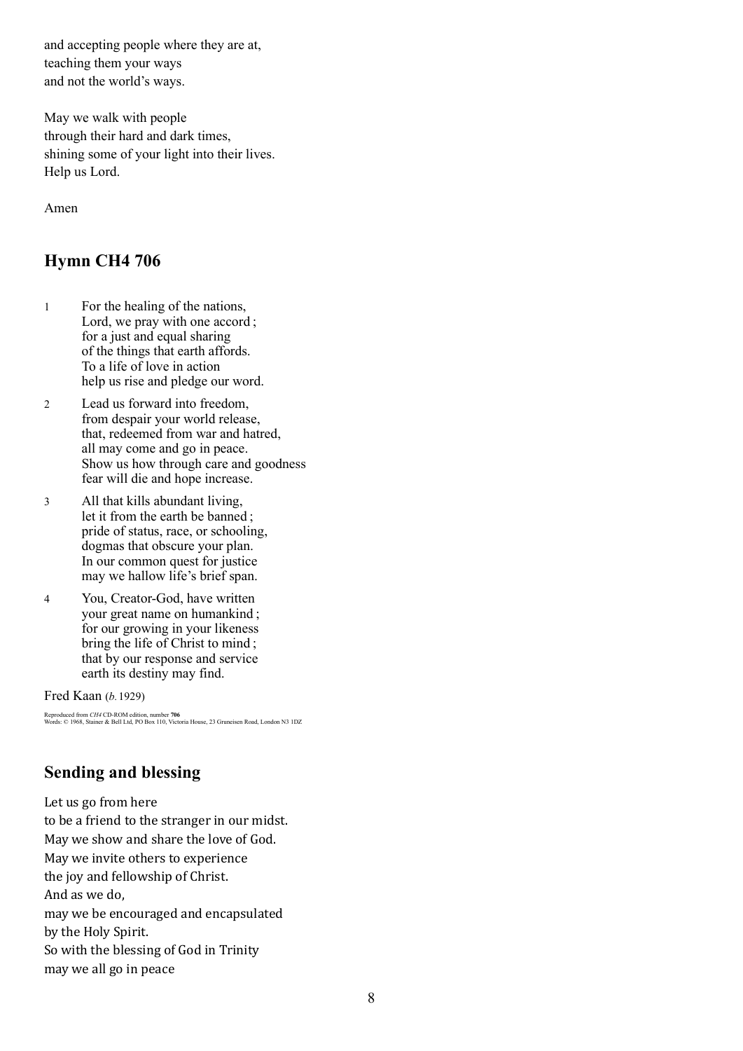and accepting people where they are at,
teaching them your ways
and not the world's ways.

May we walk with people
through their hard and dark times,
shining some of your light into their lives.
Help us Lord.

Amen

## Hymn CH4 706

1. For the healing of the nations,
Lord, we pray with one accord ;
for a just and equal sharing
of the things that earth affords.
To a life of love in action
help us rise and pledge our word.

2. Lead us forward into freedom,
from despair your world release,
that, redeemed from war and hatred,
all may come and go in peace.
Show us how through care and goodness
fear will die and hope increase.

3. All that kills abundant living,
let it from the earth be banned ;
pride of status, race, or schooling,
dogmas that obscure your plan.
In our common quest for justice
may we hallow life's brief span.

4. You, Creator-God, have written
your great name on humankind ;
for our growing in your likeness
bring the life of Christ to mind ;
that by our response and service
earth its destiny may find.

Fred Kaan (*b.* 1929)

Reproduced from *CH4* CD-ROM edition, number **706**
Words: © 1968, Stainer & Bell Ltd, PO Box 110, Victoria House, 23 Gruneisen Road, London N3 1DZ

## Sending and blessing

Let us go from here
to be a friend to the stranger in our midst.
May we show and share the love of God.
May we invite others to experience
the joy and fellowship of Christ.
And as we do,
may we be encouraged and encapsulated
by the Holy Spirit.
So with the blessing of God in Trinity
may we all go in peace